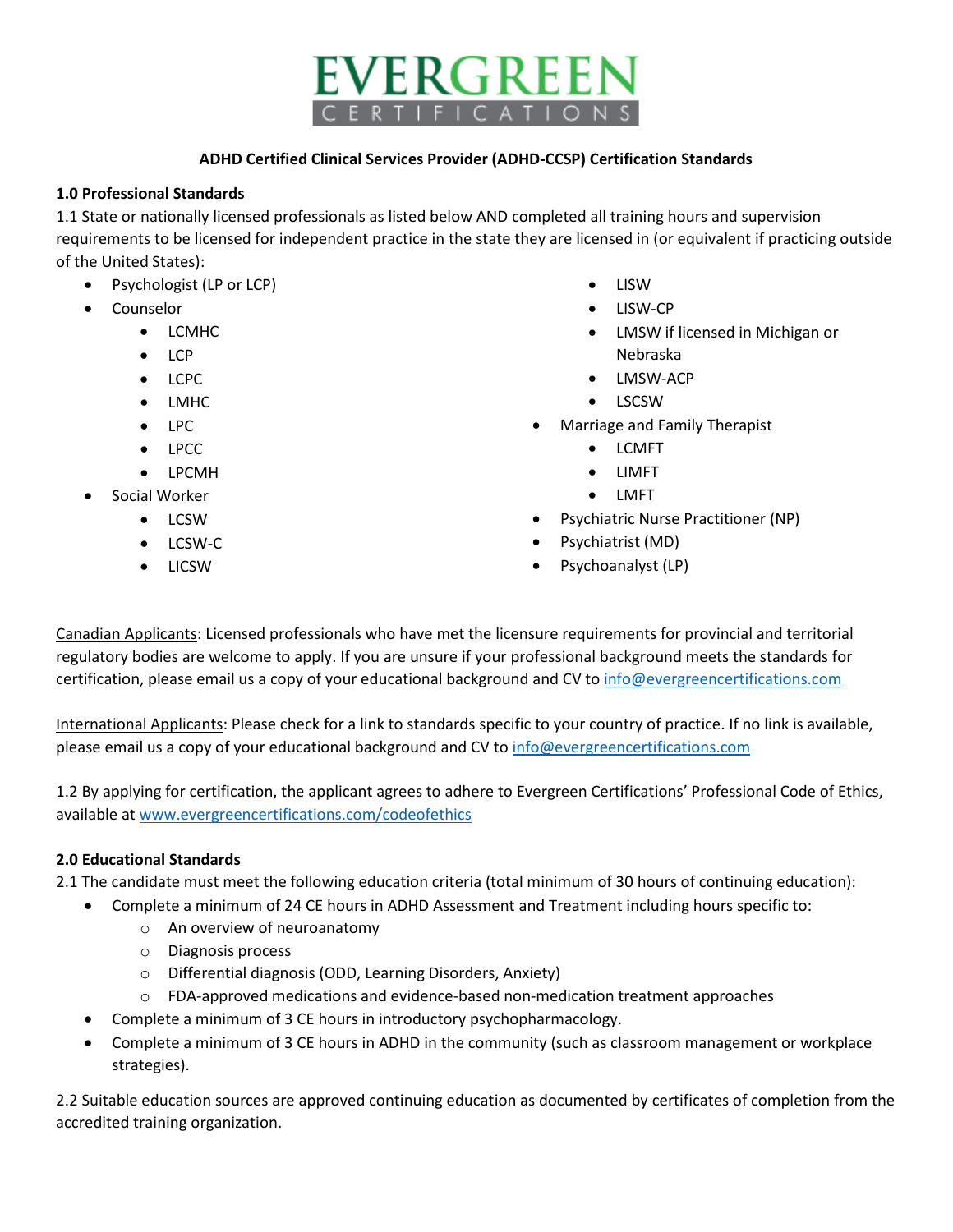# EVERGREEN CERTIFICATIONS

**ADHD Certified Clinical Services Provider (ADHD-CCSP) Certification Standards**

**1.0 Professional Standards**

1.1 State or nationally licensed professionals as listed below AND completed all training hours and supervision requirements to be licensed for independent practice in the state they are licensed in (or equivalent if practicing outside of the United States):

- Psychologist (LP or LCP)
- Counselor
  - LCMHC
  - LCP
  - LCPC
  - LMHC
  - LPC
  - LPCC
  - LPCMH
- Social Worker
  - LCSW
  - LCSW-C
  - LICSW
  - LISW
  - LISW-CP
  - LMSW if licensed in Michigan or Nebraska
  - LMSW-ACP
  - LSCSW
- Marriage and Family Therapist
  - LCMFT
  - LIMFT
  - LMFT
- Psychiatric Nurse Practitioner (NP)
- Psychiatrist (MD)
- Psychoanalyst (LP)

Canadian Applicants: Licensed professionals who have met the licensure requirements for provincial and territorial regulatory bodies are welcome to apply. If you are unsure if your professional background meets the standards for certification, please email us a copy of your educational background and CV to info@evergreencertifications.com

International Applicants: Please check for a link to standards specific to your country of practice. If no link is available, please email us a copy of your educational background and CV to info@evergreencertifications.com

1.2 By applying for certification, the applicant agrees to adhere to Evergreen Certifications' Professional Code of Ethics, available at www.evergreencertifications.com/codeofethics

**2.0 Educational Standards**

2.1 The candidate must meet the following education criteria (total minimum of 30 hours of continuing education):

- Complete a minimum of 24 CE hours in ADHD Assessment and Treatment including hours specific to:
  - An overview of neuroanatomy
  - Diagnosis process
  - Differential diagnosis (ODD, Learning Disorders, Anxiety)
  - FDA-approved medications and evidence-based non-medication treatment approaches
- Complete a minimum of 3 CE hours in introductory psychopharmacology.
- Complete a minimum of 3 CE hours in ADHD in the community (such as classroom management or workplace strategies).

2.2 Suitable education sources are approved continuing education as documented by certificates of completion from the accredited training organization.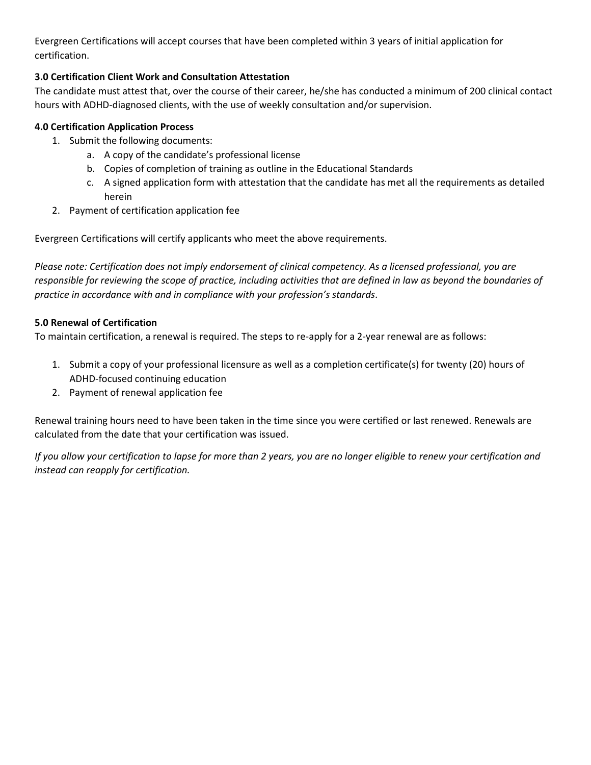Evergreen Certifications will accept courses that have been completed within 3 years of initial application for certification.

**3.0 Certification Client Work and Consultation Attestation**

The candidate must attest that, over the course of their career, he/she has conducted a minimum of 200 clinical contact hours with ADHD-diagnosed clients, with the use of weekly consultation and/or supervision.

**4.0 Certification Application Process**

1. Submit the following documents:
    a. A copy of the candidate's professional license
    b. Copies of completion of training as outline in the Educational Standards
    c. A signed application form with attestation that the candidate has met all the requirements as detailed herein
2. Payment of certification application fee

Evergreen Certifications will certify applicants who meet the above requirements.

*Please note: Certification does not imply endorsement of clinical competency. As a licensed professional, you are responsible for reviewing the scope of practice, including activities that are defined in law as beyond the boundaries of practice in accordance with and in compliance with your profession's standards.*

**5.0 Renewal of Certification**

To maintain certification, a renewal is required. The steps to re-apply for a 2-year renewal are as follows:

1. Submit a copy of your professional licensure as well as a completion certificate(s) for twenty (20) hours of ADHD-focused continuing education
2. Payment of renewal application fee

Renewal training hours need to have been taken in the time since you were certified or last renewed. Renewals are calculated from the date that your certification was issued.

*If you allow your certification to lapse for more than 2 years, you are no longer eligible to renew your certification and instead can reapply for certification.*